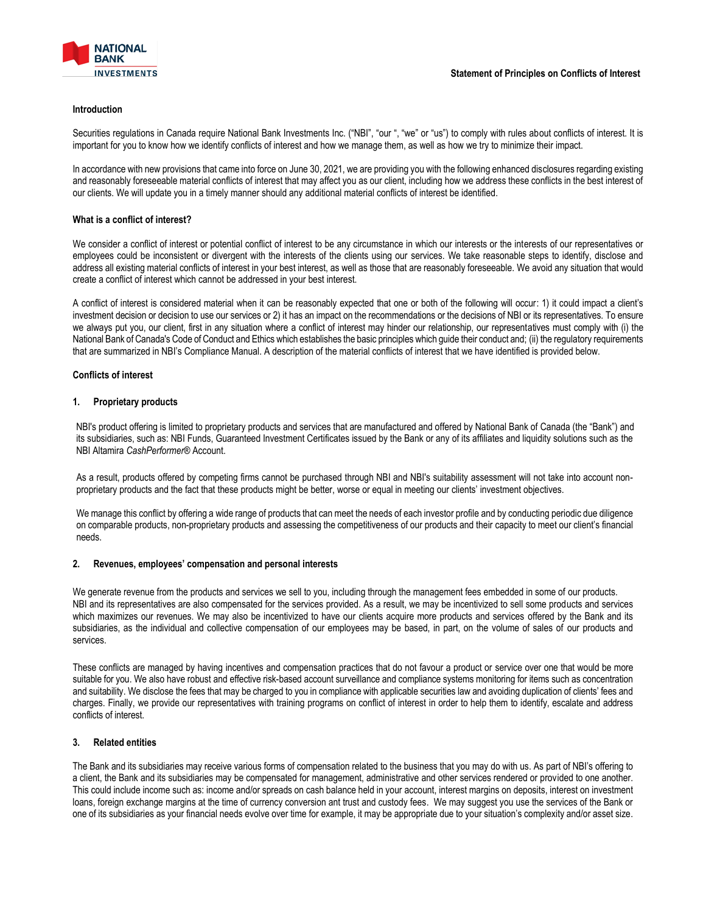# Statement of Principles on Conflicts of Interest

## Introduction

Securities regulations in Canada require National Bank Investments Inc. ("NBI", "our ", "we" or "us") to comply with rules about conflicts of interest. It is important for you to know how we identify conflicts of interest and how we manage them, as well as how we try to minimize their impact.

In accordance with new provisions that came into force on June 30, 2021, we are providing you with the following enhanced disclosures regarding existing and reasonably foreseeable material conflicts of interest that may affect you as our client, including how we address these conflicts in the best interest of our clients. We will update you in a timely manner should any additional material conflicts of interest be identified.

## What is a conflict of interest?

We consider a conflict of interest or potential conflict of interest to be any circumstance in which our interests or the interests of our representatives or employees could be inconsistent or divergent with the interests of the clients using our services. We take reasonable steps to identify, disclose and address all existing material conflicts of interest in your best interest, as well as those that are reasonably foreseeable. We avoid any situation that would create a conflict of interest which cannot be addressed in your best interest.

A conflict of interest is considered material when it can be reasonably expected that one or both of the following will occur: 1) it could impact a client's investment decision or decision to use our services or 2) it has an impact on the recommendations or the decisions of NBI or its representatives. To ensure we always put you, our client, first in any situation where a conflict of interest may hinder our relationship, our representatives must comply with (i) the National Bank of Canada's Code of Conduct and Ethics which establishes the basic principles which guide their conduct and; (ii) the regulatory requirements that are summarized in NBI's Compliance Manual. A description of the material conflicts of interest that we have identified is provided below.

## Conflicts of interest

### 1. Proprietary products

NBI's product offering is limited to proprietary products and services that are manufactured and offered by National Bank of Canada (the "Bank") and its subsidiaries, such as: NBI Funds, Guaranteed Investment Certificates issued by the Bank or any of its affiliates and liquidity solutions such as the NBI Altamira *CashPerformer*® Account.

As a result, products offered by competing firms cannot be purchased through NBI and NBI's suitability assessment will not take into account non-proprietary products and the fact that these products might be better, worse or equal in meeting our clients' investment objectives.

We manage this conflict by offering a wide range of products that can meet the needs of each investor profile and by conducting periodic due diligence on comparable products, non-proprietary products and assessing the competitiveness of our products and their capacity to meet our client's financial needs.

### 2. Revenues, employees' compensation and personal interests

We generate revenue from the products and services we sell to you, including through the management fees embedded in some of our products. NBI and its representatives are also compensated for the services provided. As a result, we may be incentivized to sell some products and services which maximizes our revenues. We may also be incentivized to have our clients acquire more products and services offered by the Bank and its subsidiaries, as the individual and collective compensation of our employees may be based, in part, on the volume of sales of our products and services.

These conflicts are managed by having incentives and compensation practices that do not favour a product or service over one that would be more suitable for you. We also have robust and effective risk-based account surveillance and compliance systems monitoring for items such as concentration and suitability. We disclose the fees that may be charged to you in compliance with applicable securities law and avoiding duplication of clients' fees and charges. Finally, we provide our representatives with training programs on conflict of interest in order to help them to identify, escalate and address conflicts of interest.

### 3. Related entities

The Bank and its subsidiaries may receive various forms of compensation related to the business that you may do with us. As part of NBI's offering to a client, the Bank and its subsidiaries may be compensated for management, administrative and other services rendered or provided to one another. This could include income such as: income and/or spreads on cash balance held in your account, interest margins on deposits, interest on investment loans, foreign exchange margins at the time of currency conversion ant trust and custody fees. We may suggest you use the services of the Bank or one of its subsidiaries as your financial needs evolve over time for example, it may be appropriate due to your situation's complexity and/or asset size.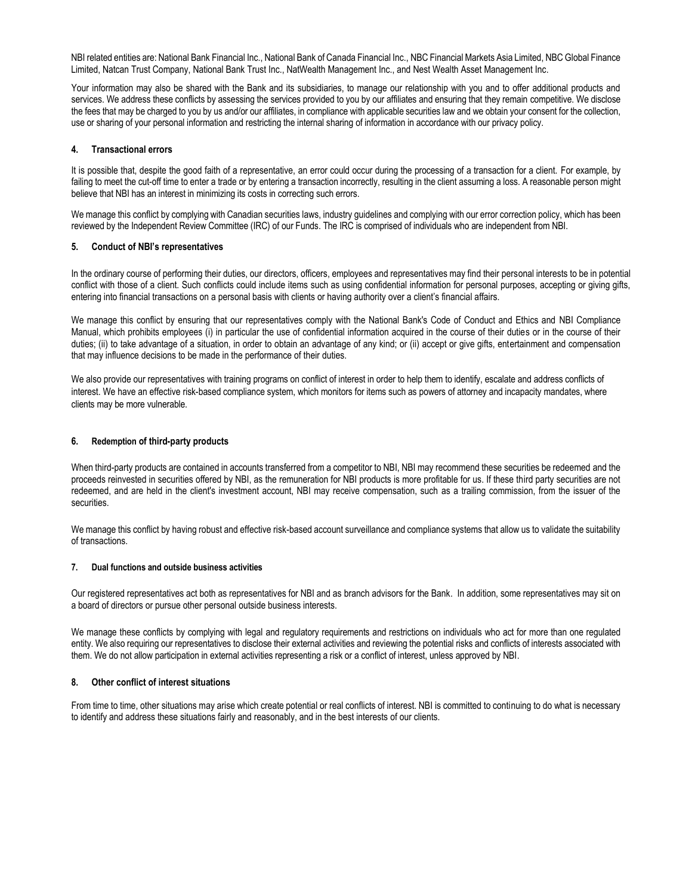NBI related entities are: National Bank Financial Inc., National Bank of Canada Financial Inc., NBC Financial Markets Asia Limited, NBC Global Finance Limited, Natcan Trust Company, National Bank Trust Inc., NatWealth Management Inc., and Nest Wealth Asset Management Inc.

Your information may also be shared with the Bank and its subsidiaries, to manage our relationship with you and to offer additional products and services. We address these conflicts by assessing the services provided to you by our affiliates and ensuring that they remain competitive. We disclose the fees that may be charged to you by us and/or our affiliates, in compliance with applicable securities law and we obtain your consent for the collection, use or sharing of your personal information and restricting the internal sharing of information in accordance with our privacy policy.

#### 4. Transactional errors

It is possible that, despite the good faith of a representative, an error could occur during the processing of a transaction for a client. For example, by failing to meet the cut-off time to enter a trade or by entering a transaction incorrectly, resulting in the client assuming a loss. A reasonable person might believe that NBI has an interest in minimizing its costs in correcting such errors.

We manage this conflict by complying with Canadian securities laws, industry guidelines and complying with our error correction policy, which has been reviewed by the Independent Review Committee (IRC) of our Funds. The IRC is comprised of individuals who are independent from NBI.

#### 5. Conduct of NBI's representatives

In the ordinary course of performing their duties, our directors, officers, employees and representatives may find their personal interests to be in potential conflict with those of a client. Such conflicts could include items such as using confidential information for personal purposes, accepting or giving gifts, entering into financial transactions on a personal basis with clients or having authority over a client's financial affairs.

We manage this conflict by ensuring that our representatives comply with the National Bank's Code of Conduct and Ethics and NBI Compliance Manual, which prohibits employees (i) in particular the use of confidential information acquired in the course of their duties or in the course of their duties; (ii) to take advantage of a situation, in order to obtain an advantage of any kind; or (ii) accept or give gifts, entertainment and compensation that may influence decisions to be made in the performance of their duties.

We also provide our representatives with training programs on conflict of interest in order to help them to identify, escalate and address conflicts of interest. We have an effective risk-based compliance system, which monitors for items such as powers of attorney and incapacity mandates, where clients may be more vulnerable.

#### 6. Redemption of third-party products

When third-party products are contained in accounts transferred from a competitor to NBI, NBI may recommend these securities be redeemed and the proceeds reinvested in securities offered by NBI, as the remuneration for NBI products is more profitable for us. If these third party securities are not redeemed, and are held in the client's investment account, NBI may receive compensation, such as a trailing commission, from the issuer of the securities.

We manage this conflict by having robust and effective risk-based account surveillance and compliance systems that allow us to validate the suitability of transactions.

#### 7. Dual functions and outside business activities

Our registered representatives act both as representatives for NBI and as branch advisors for the Bank. In addition, some representatives may sit on a board of directors or pursue other personal outside business interests.

We manage these conflicts by complying with legal and regulatory requirements and restrictions on individuals who act for more than one regulated entity. We also requiring our representatives to disclose their external activities and reviewing the potential risks and conflicts of interests associated with them. We do not allow participation in external activities representing a risk or a conflict of interest, unless approved by NBI.

#### 8. Other conflict of interest situations

From time to time, other situations may arise which create potential or real conflicts of interest. NBI is committed to continuing to do what is necessary to identify and address these situations fairly and reasonably, and in the best interests of our clients.